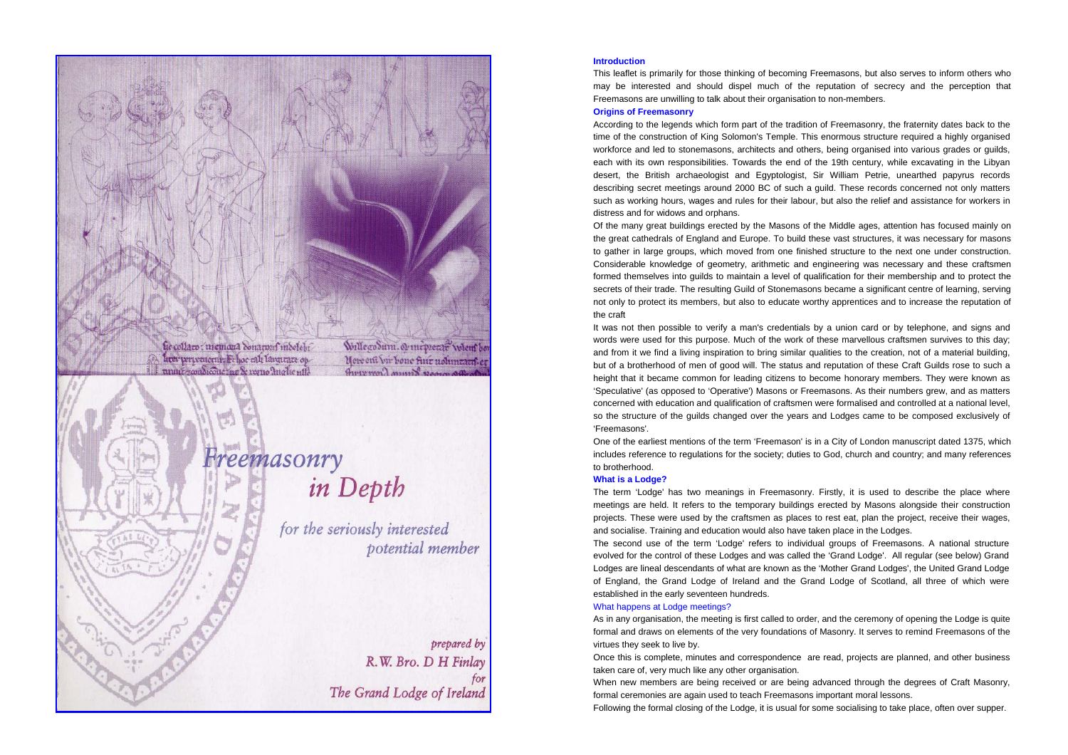# Freemasonry *in Depth*

*for the seriously interested potential member*

*prepared by R.W. Bro. D H Finlay for The Grand Lodge of Ireland*

## Introduction

This leaflet is primarily for those thinking of becoming Freemasons, but also serves to inform others who may be interested and should dispel much of the reputation of secrecy and the perception that Freemasons are unwilling to talk about their organisation to non-members.

## Origins of Freemasonry

According to the legends which form part of the tradition of Freemasonry, the fraternity dates back to the time of the construction of King Solomon's Temple. This enormous structure required a highly organised workforce and led to stonemasons, architects and others, being organised into various grades or guilds, each with its own responsibilities. Towards the end of the 19th century, while excavating in the Libyan desert, the British archaeologist and Egyptologist, Sir William Petrie, unearthed papyrus records describing secret meetings around 2000 BC of such a guild. These records concerned not only matters such as working hours, wages and rules for their labour, but also the relief and assistance for workers in distress and for widows and orphans.

Of the many great buildings erected by the Masons of the Middle ages, attention has focused mainly on the great cathedrals of England and Europe. To build these vast structures, it was necessary for masons to gather in large groups, which moved from one finished structure to the next one under construction. Considerable knowledge of geometry, arithmetic and engineering was necessary and these craftsmen formed themselves into guilds to maintain a level of qualification for their membership and to protect the secrets of their trade. The resulting Guild of Stonemasons became a significant centre of learning, serving not only to protect its members, but also to educate worthy apprentices and to increase the reputation of the craft

It was not then possible to verify a man's credentials by a union card or by telephone, and signs and words were used for this purpose. Much of the work of these marvellous craftsmen survives to this day; and from it we find a living inspiration to bring similar qualities to the creation, not of a material building, but of a brotherhood of men of good will. The status and reputation of these Craft Guilds rose to such a height that it became common for leading citizens to become honorary members. They were known as 'Speculative' (as opposed to 'Operative') Masons or Freemasons. As their numbers grew, and as matters concerned with education and qualification of craftsmen were formalised and controlled at a national level, so the structure of the guilds changed over the years and Lodges came to be composed exclusively of 'Freemasons'.

One of the earliest mentions of the term 'Freemason' is in a City of London manuscript dated 1375, which includes reference to regulations for the society; duties to God, church and country; and many references to brotherhood.

## What is a Lodge?

The term 'Lodge' has two meanings in Freemasonry. Firstly, it is used to describe the place where meetings are held. It refers to the temporary buildings erected by Masons alongside their construction projects. These were used by the craftsmen as places to rest eat, plan the project, receive their wages, and socialise. Training and education would also have taken place in the Lodges.

The second use of the term 'Lodge' refers to individual groups of Freemasons. A national structure evolved for the control of these Lodges and was called the 'Grand Lodge'. All regular (see below) Grand Lodges are lineal descendants of what are known as the 'Mother Grand Lodges', the United Grand Lodge of England, the Grand Lodge of Ireland and the Grand Lodge of Scotland, all three of which were established in the early seventeen hundreds.

### What happens at Lodge meetings?

As in any organisation, the meeting is first called to order, and the ceremony of opening the Lodge is quite formal and draws on elements of the very foundations of Masonry. It serves to remind Freemasons of the virtues they seek to live by.

Once this is complete, minutes and correspondence are read, projects are planned, and other business taken care of, very much like any other organisation.

When new members are being received or are being advanced through the degrees of Craft Masonry, formal ceremonies are again used to teach Freemasons important moral lessons.

Following the formal closing of the Lodge, it is usual for some socialising to take place, often over supper.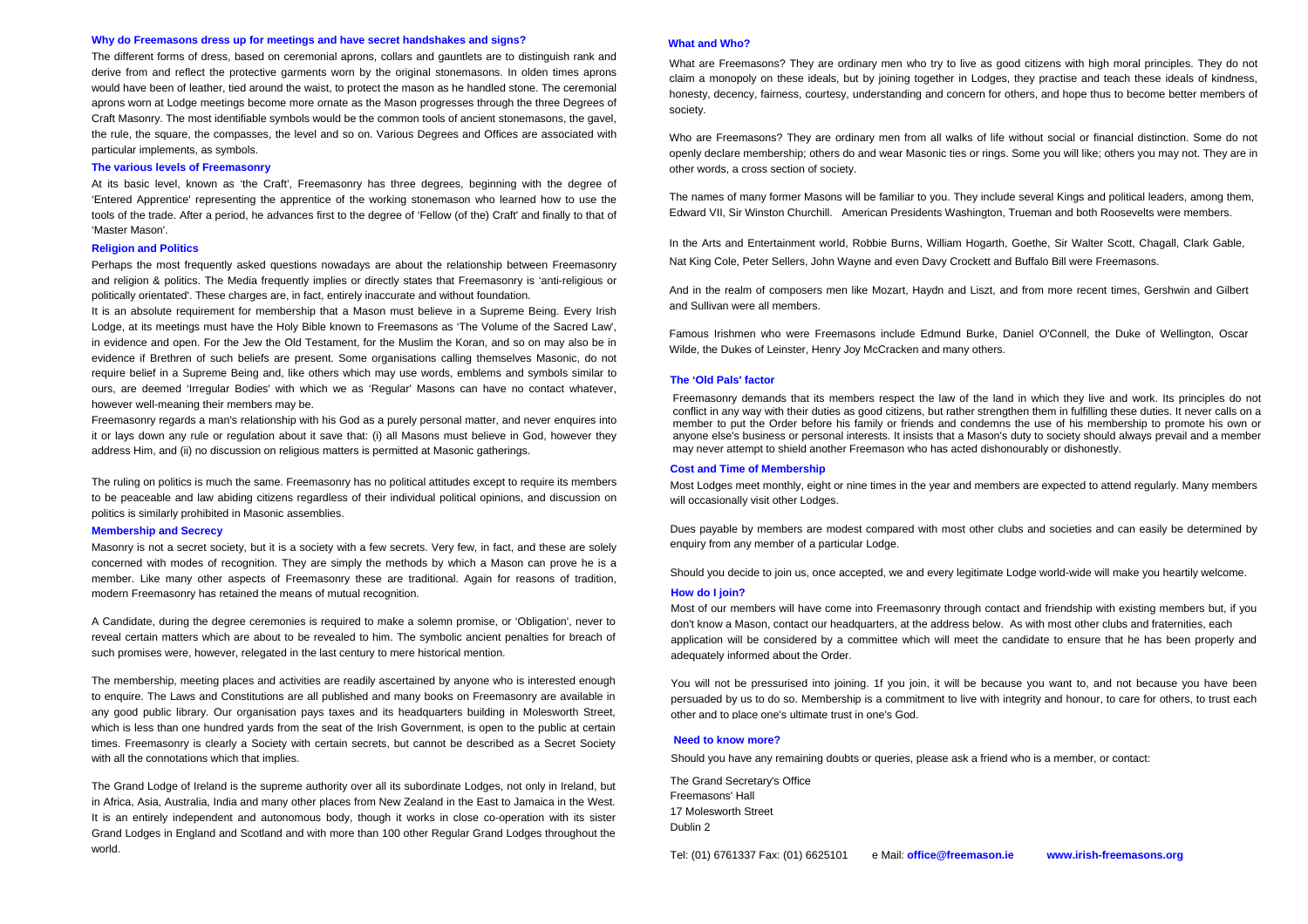## Why do Freemasons dress up for meetings and have secret handshakes and signs?

The different forms of dress, based on ceremonial aprons, collars and gauntlets are to distinguish rank and derive from and reflect the protective garments worn by the original stonemasons. In olden times aprons would have been of leather, tied around the waist, to protect the mason as he handled stone. The ceremonial aprons worn at Lodge meetings become more ornate as the Mason progresses through the three Degrees of Craft Masonry. The most identifiable symbols would be the common tools of ancient stonemasons, the gavel, the rule, the square, the compasses, the level and so on. Various Degrees and Offices are associated with particular implements, as symbols.

## The various levels of Freemasonry

At its basic level, known as 'the Craft', Freemasonry has three degrees, beginning with the degree of 'Entered Apprentice' representing the apprentice of the working stonemason who learned how to use the tools of the trade. After a period, he advances first to the degree of 'Fellow (of the) Craft' and finally to that of 'Master Mason'.

## Religion and Politics

Perhaps the most frequently asked questions nowadays are about the relationship between Freemasonry and religion & politics. The Media frequently implies or directly states that Freemasonry is 'anti-religious or politically orientated'. These charges are, in fact, entirely inaccurate and without foundation.

It is an absolute requirement for membership that a Mason must believe in a Supreme Being. Every Irish Lodge, at its meetings must have the Holy Bible known to Freemasons as 'The Volume of the Sacred Law', in evidence and open. For the Jew the Old Testament, for the Muslim the Koran, and so on may also be in evidence if Brethren of such beliefs are present. Some organisations calling themselves Masonic, do not require belief in a Supreme Being and, like others which may use words, emblems and symbols similar to ours, are deemed 'Irregular Bodies' with which we as 'Regular' Masons can have no contact whatever, however well-meaning their members may be.

Freemasonry regards a man's relationship with his God as a purely personal matter, and never enquires into it or lays down any rule or regulation about it save that: (i) all Masons must believe in God, however they address Him, and (ii) no discussion on religious matters is permitted at Masonic gatherings.

The ruling on politics is much the same. Freemasonry has no political attitudes except to require its members to be peaceable and law abiding citizens regardless of their individual political opinions, and discussion on politics is similarly prohibited in Masonic assemblies.

## Membership and Secrecy

Masonry is not a secret society, but it is a society with a few secrets. Very few, in fact, and these are solely concerned with modes of recognition. They are simply the methods by which a Mason can prove he is a member. Like many other aspects of Freemasonry these are traditional. Again for reasons of tradition, modern Freemasonry has retained the means of mutual recognition.

A Candidate, during the degree ceremonies is required to make a solemn promise, or 'Obligation', never to reveal certain matters which are about to be revealed to him. The symbolic ancient penalties for breach of such promises were, however, relegated in the last century to mere historical mention.

The membership, meeting places and activities are readily ascertained by anyone who is interested enough to enquire. The Laws and Constitutions are all published and many books on Freemasonry are available in any good public library. Our organisation pays taxes and its headquarters building in Molesworth Street, which is less than one hundred yards from the seat of the Irish Government, is open to the public at certain times. Freemasonry is clearly a Society with certain secrets, but cannot be described as a Secret Society with all the connotations which that implies.

The Grand Lodge of Ireland is the supreme authority over all its subordinate Lodges, not only in Ireland, but in Africa, Asia, Australia, India and many other places from New Zealand in the East to Jamaica in the West. It is an entirely independent and autonomous body, though it works in close co-operation with its sister Grand Lodges in England and Scotland and with more than 100 other Regular Grand Lodges throughout the world.

## What and Who?

What are Freemasons? They are ordinary men who try to live as good citizens with high moral principles. They do not claim a monopoly on these ideals, but by joining together in Lodges, they practise and teach these ideals of kindness, honesty, decency, fairness, courtesy, understanding and concern for others, and hope thus to become better members of society.

Who are Freemasons? They are ordinary men from all walks of life without social or financial distinction. Some do not openly declare membership; others do and wear Masonic ties or rings. Some you will like; others you may not. They are in other words, a cross section of society.

The names of many former Masons will be familiar to you. They include several Kings and political leaders, among them, Edward VII, Sir Winston Churchill. American Presidents Washington, Trueman and both Roosevelts were members.

In the Arts and Entertainment world, Robbie Burns, William Hogarth, Goethe, Sir Walter Scott, Chagall, Clark Gable, Nat King Cole, Peter Sellers, John Wayne and even Davy Crockett and Buffalo Bill were Freemasons.

And in the realm of composers men like Mozart, Haydn and Liszt, and from more recent times, Gershwin and Gilbert and Sullivan were all members.

Famous Irishmen who were Freemasons include Edmund Burke, Daniel O'Connell, the Duke of Wellington, Oscar Wilde, the Dukes of Leinster, Henry Joy McCracken and many others.

## The 'Old Pals' factor

Freemasonry demands that its members respect the law of the land in which they live and work. Its principles do not conflict in any way with their duties as good citizens, but rather strengthen them in fulfilling these duties. It never calls on a member to put the Order before his family or friends and condemns the use of his membership to promote his own or anyone else's business or personal interests. It insists that a Mason's duty to society should always prevail and a member may never attempt to shield another Freemason who has acted dishonourably or dishonestly.

## Cost and Time of Membership

Most Lodges meet monthly, eight or nine times in the year and members are expected to attend regularly. Many members will occasionally visit other Lodges.

Dues payable by members are modest compared with most other clubs and societies and can easily be determined by enquiry from any member of a particular Lodge.

Should you decide to join us, once accepted, we and every legitimate Lodge world-wide will make you heartily welcome.

## How do I join?

Most of our members will have come into Freemasonry through contact and friendship with existing members but, if you don't know a Mason, contact our headquarters, at the address below. As with most other clubs and fraternities, each application will be considered by a committee which will meet the candidate to ensure that he has been properly and adequately informed about the Order.

You will not be pressurised into joining. 1f you join, it will be because you want to, and not because you have been persuaded by us to do so. Membership is a commitment to live with integrity and honour, to care for others, to trust each other and to place one's ultimate trust in one's God.

## Need to know more?

Should you have any remaining doubts or queries, please ask a friend who is a member, or contact:

The Grand Secretary's Office
Freemasons' Hall
17 Molesworth Street
Dublin 2

Tel: (01) 6761337 Fax: (01) 6625101 e Mail: **office@freemason.ie** **www.irish-freemasons.org**